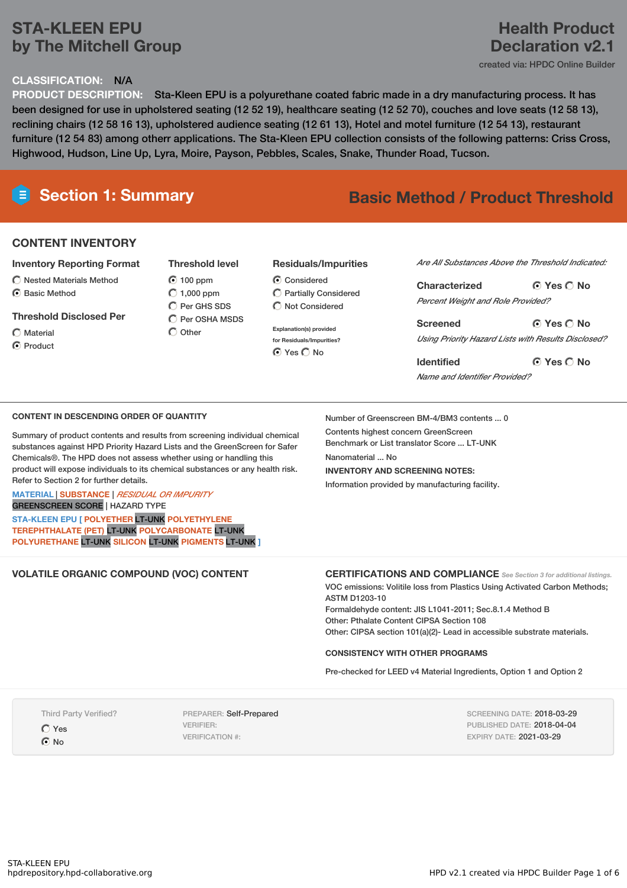# STA-KLEEN EPU by The Mitchell Group

## Health Product Declaration v2.1

created via: HPDC Online Builder

**CLASSIFICATION:** N/A

**PRODUCT DESCRIPTION:** Sta-Kleen EPU is a polyurethane coated fabric made in a dry manufacturing process. It has been designed for use in upholstered seating (12 52 19), healthcare seating (12 52 70), couches and love seats (12 58 13), reclining chairs (12 58 16 13), upholstered audience seating (12 61 13), Hotel and motel furniture (12 54 13), restaurant furniture (12 54 83) among otherr applications. The Sta-Kleen EPU collection consists of the following patterns: Criss Cross, Highwood, Hudson, Line Up, Lyra, Moire, Payson, Pebbles, Scales, Snake, Thunder Road, Tucson.

## Section 1: Summary

**Basic Method / Product Threshold**

### CONTENT INVENTORY

**Inventory Reporting Format**
- ○ Nested Materials Method
- ⦿ Basic Method

**Threshold Disclosed Per**
- ○ Material
- ⦿ Product

**Threshold level**
- ⦿ 100 ppm
- ○ 1,000 ppm
- ○ Per GHS SDS
- ○ Per OSHA MSDS
- ○ Other

**Residuals/Impurities**
- ⦿ Considered
- ○ Partially Considered
- ○ Not Considered

Explanation(s) provided for Residuals/Impurities? ⦿ Yes ○ No

*Are All Substances Above the Threshold Indicated:*

**Characterized** ⦿ Yes ○ No
*Percent Weight and Role Provided?*

**Screened** ⦿ Yes ○ No
*Using Priority Hazard Lists with Results Disclosed?*

**Identified** ⦿ Yes ○ No
*Name and Identifier Provided?*

### CONTENT IN DESCENDING ORDER OF QUANTITY

Summary of product contents and results from screening individual chemical substances against HPD Priority Hazard Lists and the GreenScreen for Safer Chemicals®. The HPD does not assess whether using or handling this product will expose individuals to its chemical substances or any health risk. Refer to Section 2 for further details.

MATERIAL | SUBSTANCE | *RESIDUAL OR IMPURITY*
GREENSCREEN SCORE | HAZARD TYPE

STA-KLEEN EPU [ POLYETHER LT-UNK POLYETHYLENE TEREPHTHALATE (PET) LT-UNK POLYCARBONATE LT-UNK POLYURETHANE LT-UNK SILICON LT-UNK PIGMENTS LT-UNK ]

Number of Greenscreen BM-4/BM3 contents ... 0

Contents highest concern GreenScreen Benchmark or List translator Score ... LT-UNK

Nanomaterial ... No

**INVENTORY AND SCREENING NOTES:**

Information provided by manufacturing facility.

### VOLATILE ORGANIC COMPOUND (VOC) CONTENT

### CERTIFICATIONS AND COMPLIANCE

*See Section 3 for additional listings.*

VOC emissions: Volitile loss from Plastics Using Activated Carbon Methods; ASTM D1203-10
Formaldehyde content: JIS L1041-2011; Sec.8.1.4 Method B
Other: Pthalate Content CIPSA Section 108
Other: CIPSA section 101(a)(2)- Lead in accessible substrate materials.

**CONSISTENCY WITH OTHER PROGRAMS**

Pre-checked for LEED v4 Material Ingredients, Option 1 and Option 2

Third Party Verified?
- ○ Yes
- ⦿ No

PREPARER: Self-Prepared
VERIFIER:
VERIFICATION #:

SCREENING DATE: 2018-03-29
PUBLISHED DATE: 2018-04-04
EXPIRY DATE: 2021-03-29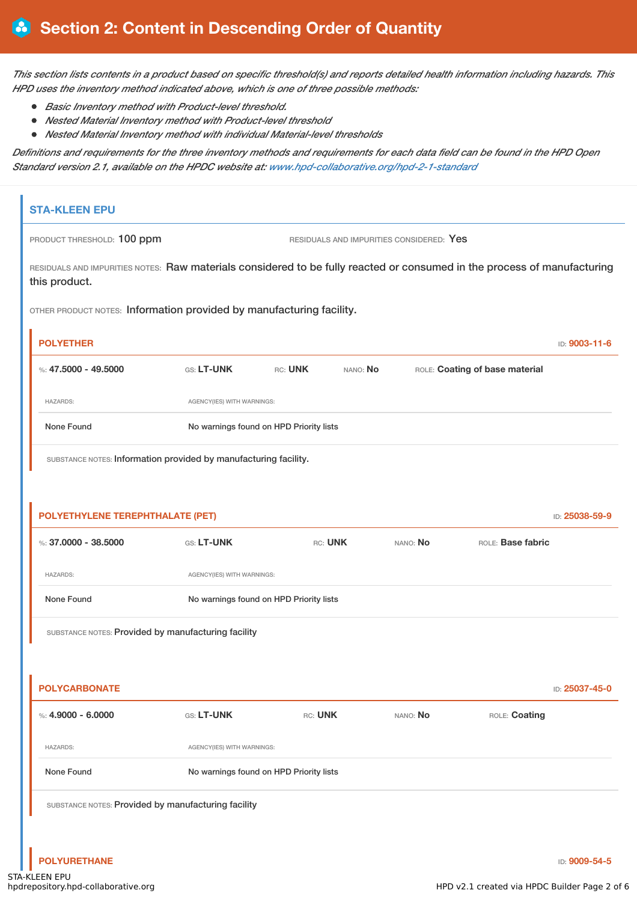## Section 2: Content in Descending Order of Quantity

*This section lists contents in a product based on specific threshold(s) and reports detailed health information including hazards. This HPD uses the inventory method indicated above, which is one of three possible methods:*

- *Basic Inventory method with Product-level threshold.*
- *Nested Material Inventory method with Product-level threshold*
- *Nested Material Inventory method with individual Material-level thresholds*

*Definitions and requirements for the three inventory methods and requirements for each data field can be found in the HPD Open Standard version 2.1, available on the HPDC website at: www.hpd-collaborative.org/hpd-2-1-standard*

### STA-KLEEN EPU

PRODUCT THRESHOLD: 100 ppm

RESIDUALS AND IMPURITIES CONSIDERED: Yes

RESIDUALS AND IMPURITIES NOTES: Raw materials considered to be fully reacted or consumed in the process of manufacturing this product.

OTHER PRODUCT NOTES: Information provided by manufacturing facility.

#### POLYETHER

ID: **9003-11-6**

%: **47.5000 - 49.5000** | GS: **LT-UNK** | RC: **UNK** | NANO: **No** | ROLE: **Coating of base material**

| HAZARDS: | AGENCY(IES) WITH WARNINGS: |
| --- | --- |
| None Found | No warnings found on HPD Priority lists |

SUBSTANCE NOTES: Information provided by manufacturing facility.

#### POLYETHYLENE TEREPHTHALATE (PET)

ID: **25038-59-9**

%: **37.0000 - 38.5000** | GS: **LT-UNK** | RC: **UNK** | NANO: **No** | ROLE: **Base fabric**

| HAZARDS: | AGENCY(IES) WITH WARNINGS: |
| --- | --- |
| None Found | No warnings found on HPD Priority lists |

SUBSTANCE NOTES: Provided by manufacturing facility

#### POLYCARBONATE

ID: **25037-45-0**

%: **4.9000 - 6.0000** | GS: **LT-UNK** | RC: **UNK** | NANO: **No** | ROLE: **Coating**

| HAZARDS: | AGENCY(IES) WITH WARNINGS: |
| --- | --- |
| None Found | No warnings found on HPD Priority lists |

SUBSTANCE NOTES: Provided by manufacturing facility

#### POLYURETHANE

ID: **9009-54-5**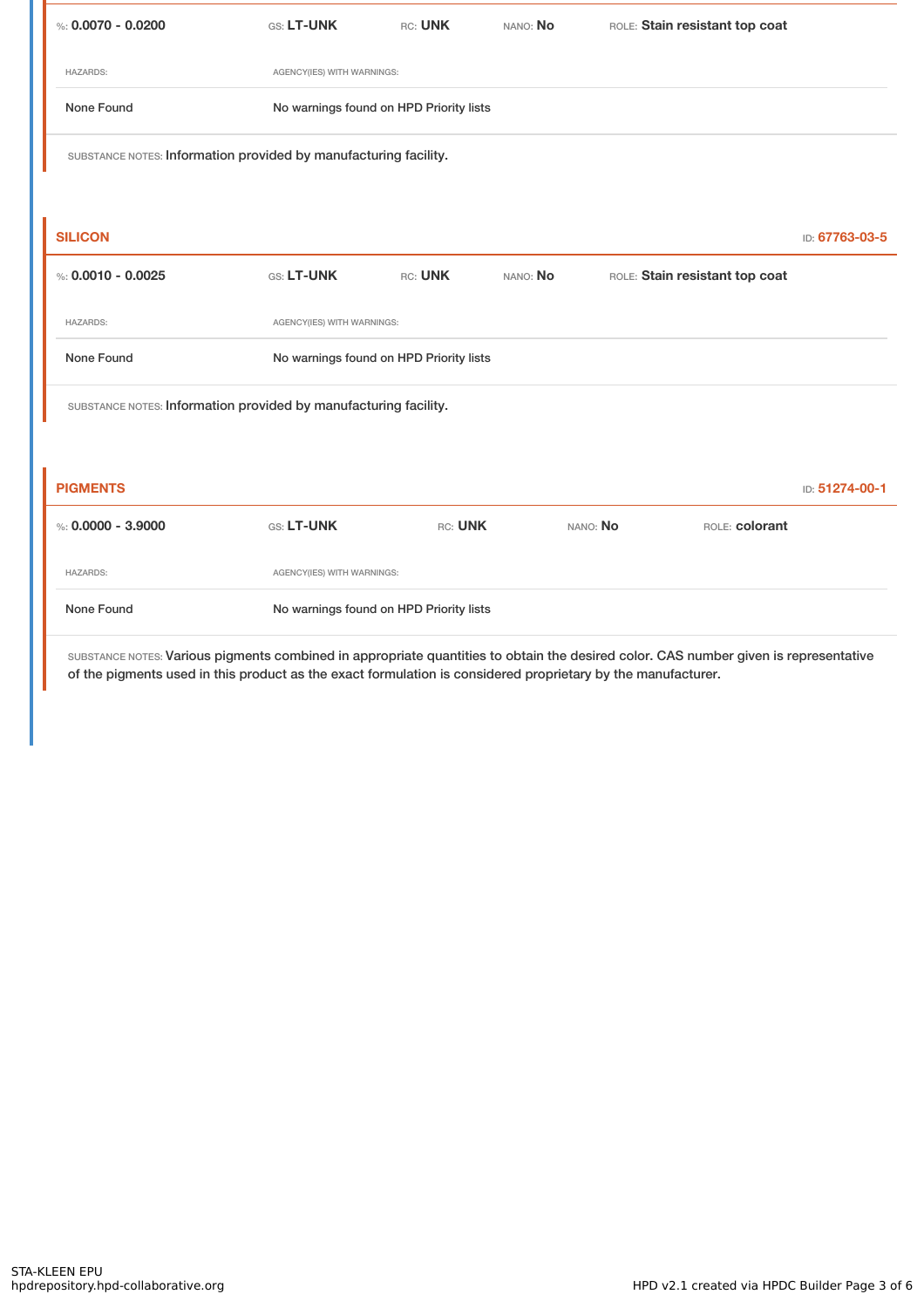%: **0.0070 - 0.0200** GS: **LT-UNK** RC: **UNK** NANO: **No** ROLE: **Stain resistant top coat**

| HAZARDS: | AGENCY(IES) WITH WARNINGS: |
| --- | --- |
| None Found | No warnings found on HPD Priority lists |

SUBSTANCE NOTES: Information provided by manufacturing facility.

## SILICON

ID: **67763-03-5**

%: **0.0010 - 0.0025** GS: **LT-UNK** RC: **UNK** NANO: **No** ROLE: **Stain resistant top coat**

| HAZARDS: | AGENCY(IES) WITH WARNINGS: |
| --- | --- |
| None Found | No warnings found on HPD Priority lists |

SUBSTANCE NOTES: Information provided by manufacturing facility.

## PIGMENTS

ID: **51274-00-1**

%: **0.0000 - 3.9000** GS: **LT-UNK** RC: **UNK** NANO: **No** ROLE: **colorant**

| HAZARDS: | AGENCY(IES) WITH WARNINGS: |
| --- | --- |
| None Found | No warnings found on HPD Priority lists |

SUBSTANCE NOTES: Various pigments combined in appropriate quantities to obtain the desired color. CAS number given is representative of the pigments used in this product as the exact formulation is considered proprietary by the manufacturer.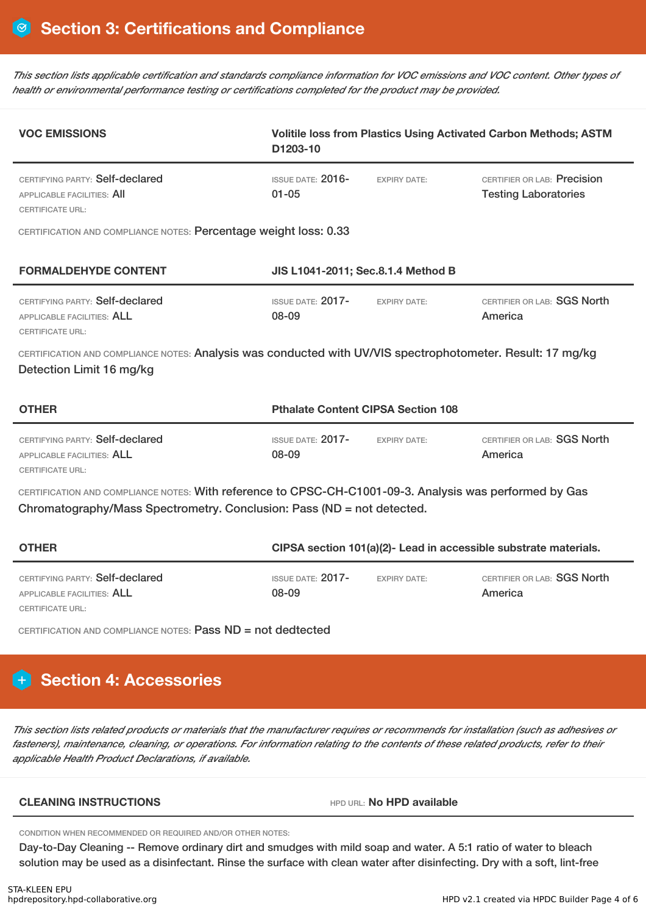## Section 3: Certifications and Compliance

*This section lists applicable certification and standards compliance information for VOC emissions and VOC content. Other types of health or environmental performance testing or certifications completed for the product may be provided.*

**VOC EMISSIONS** — **Volitile loss from Plastics Using Activated Carbon Methods; ASTM D1203-10**

CERTIFYING PARTY: Self-declared
APPLICABLE FACILITIES: All
CERTIFICATE URL:
ISSUE DATE: 2016-01-05
EXPIRY DATE:
CERTIFIER OR LAB: Precision Testing Laboratories

CERTIFICATION AND COMPLIANCE NOTES: Percentage weight loss: 0.33

**FORMALDEHYDE CONTENT** — **JIS L1041-2011; Sec.8.1.4 Method B**

CERTIFYING PARTY: Self-declared
APPLICABLE FACILITIES: ALL
CERTIFICATE URL:
ISSUE DATE: 2017-08-09
EXPIRY DATE:
CERTIFIER OR LAB: SGS North America

CERTIFICATION AND COMPLIANCE NOTES: Analysis was conducted with UV/VIS spectrophotometer. Result: 17 mg/kg Detection Limit 16 mg/kg

**OTHER** — **Pthalate Content CIPSA Section 108**

CERTIFYING PARTY: Self-declared
APPLICABLE FACILITIES: ALL
CERTIFICATE URL:
ISSUE DATE: 2017-08-09
EXPIRY DATE:
CERTIFIER OR LAB: SGS North America

CERTIFICATION AND COMPLIANCE NOTES: With reference to CPSC-CH-C1001-09-3. Analysis was performed by Gas Chromatography/Mass Spectrometry. Conclusion: Pass (ND = not detected.

**OTHER** — **CIPSA section 101(a)(2)- Lead in accessible substrate materials.**

CERTIFYING PARTY: Self-declared
APPLICABLE FACILITIES: ALL
CERTIFICATE URL:
ISSUE DATE: 2017-08-09
EXPIRY DATE:
CERTIFIER OR LAB: SGS North America

CERTIFICATION AND COMPLIANCE NOTES: Pass ND = not dedtected

## Section 4: Accessories

*This section lists related products or materials that the manufacturer requires or recommends for installation (such as adhesives or fasteners), maintenance, cleaning, or operations. For information relating to the contents of these related products, refer to their applicable Health Product Declarations, if available.*

**CLEANING INSTRUCTIONS** — HPD URL: **No HPD available**

CONDITION WHEN RECOMMENDED OR REQUIRED AND/OR OTHER NOTES:

Day-to-Day Cleaning -- Remove ordinary dirt and smudges with mild soap and water. A 5:1 ratio of water to bleach solution may be used as a disinfectant. Rinse the surface with clean water after disinfecting. Dry with a soft, lint-free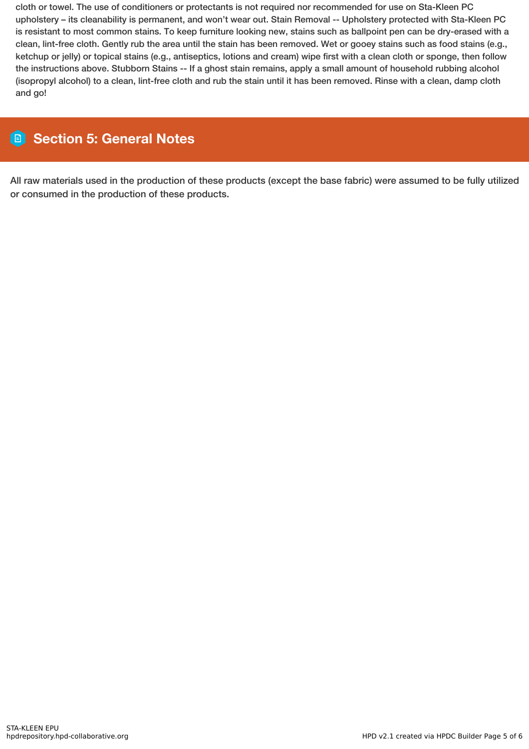cloth or towel. The use of conditioners or protectants is not required nor recommended for use on Sta-Kleen PC upholstery – its cleanability is permanent, and won't wear out. Stain Removal -- Upholstery protected with Sta-Kleen PC is resistant to most common stains. To keep furniture looking new, stains such as ballpoint pen can be dry-erased with a clean, lint-free cloth. Gently rub the area until the stain has been removed. Wet or gooey stains such as food stains (e.g., ketchup or jelly) or topical stains (e.g., antiseptics, lotions and cream) wipe first with a clean cloth or sponge, then follow the instructions above. Stubborn Stains -- If a ghost stain remains, apply a small amount of household rubbing alcohol (isopropyl alcohol) to a clean, lint-free cloth and rub the stain until it has been removed. Rinse with a clean, damp cloth and go!

## Section 5: General Notes

All raw materials used in the production of these products (except the base fabric) were assumed to be fully utilized or consumed in the production of these products.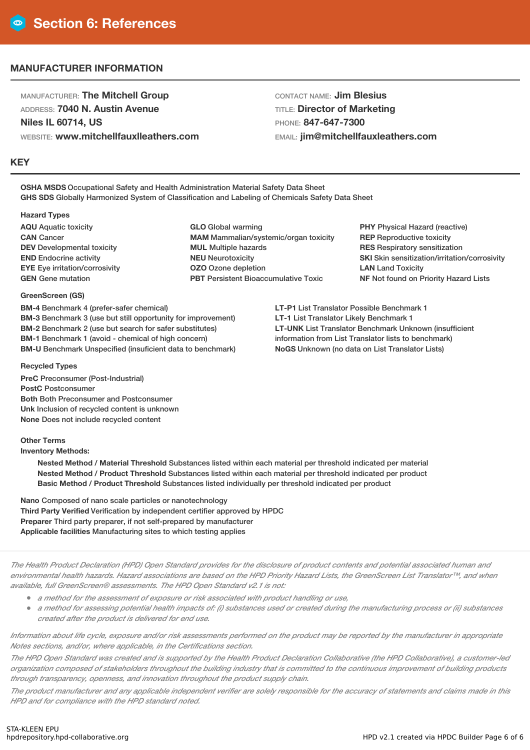# Section 6: References

## MANUFACTURER INFORMATION

MANUFACTURER: **The Mitchell Group**
ADDRESS: **7040 N. Austin Avenue**
**Niles IL 60714, US**
WEBSITE: **www.mitchellfauxlleathers.com**

CONTACT NAME: **Jim Blesius**
TITLE: **Director of Marketing**
PHONE: **847-647-7300**
EMAIL: **jim@mitchellfauxleathers.com**

## KEY

**OSHA MSDS** Occupational Safety and Health Administration Material Safety Data Sheet
**GHS SDS** Globally Harmonized System of Classification and Labeling of Chemicals Safety Data Sheet

**Hazard Types**

**AQU** Aquatic toxicity
**CAN** Cancer
**DEV** Developmental toxicity
**END** Endocrine activity
**EYE** Eye irritation/corrosivity
**GEN** Gene mutation
**GLO** Global warming
**MAM** Mammalian/systemic/organ toxicity
**MUL** Multiple hazards
**NEU** Neurotoxicity
**OZO** Ozone depletion
**PBT** Persistent Bioaccumulative Toxic
**PHY** Physical Hazard (reactive)
**REP** Reproductive toxicity
**RES** Respiratory sensitization
**SKI** Skin sensitization/irritation/corrosivity
**LAN** Land Toxicity
**NF** Not found on Priority Hazard Lists

**GreenScreen (GS)**

**BM-4** Benchmark 4 (prefer-safer chemical)
**BM-3** Benchmark 3 (use but still opportunity for improvement)
**BM-2** Benchmark 2 (use but search for safer substitutes)
**BM-1** Benchmark 1 (avoid - chemical of high concern)
**BM-U** Benchmark Unspecified (insuficient data to benchmark)
**LT-P1** List Translator Possible Benchmark 1
**LT-1** List Translator Likely Benchmark 1
**LT-UNK** List Translator Benchmark Unknown (insufficient information from List Translator lists to benchmark)
**NoGS** Unknown (no data on List Translator Lists)

**Recycled Types**

**PreC** Preconsumer (Post-Industrial)
**PostC** Postconsumer
**Both** Both Preconsumer and Postconsumer
**Unk** Inclusion of recycled content is unknown
**None** Does not include recycled content

**Other Terms**
**Inventory Methods:**

- **Nested Method / Material Threshold** Substances listed within each material per threshold indicated per material
- **Nested Method / Product Threshold** Substances listed within each material per threshold indicated per product
- **Basic Method / Product Threshold** Substances listed individually per threshold indicated per product

**Nano** Composed of nano scale particles or nanotechnology
**Third Party Verified** Verification by independent certifier approved by HPDC
**Preparer** Third party preparer, if not self-prepared by manufacturer
**Applicable facilities** Manufacturing sites to which testing applies

*The Health Product Declaration (HPD) Open Standard provides for the disclosure of product contents and potential associated human and environmental health hazards. Hazard associations are based on the HPD Priority Hazard Lists, the GreenScreen List Translator™, and when available, full GreenScreen® assessments. The HPD Open Standard v2.1 is not:*

- *a method for the assessment of exposure or risk associated with product handling or use,*
- *a method for assessing potential health impacts of: (i) substances used or created during the manufacturing process or (ii) substances created after the product is delivered for end use.*

*Information about life cycle, exposure and/or risk assessments performed on the product may be reported by the manufacturer in appropriate Notes sections, and/or, where applicable, in the Certifications section.*

*The HPD Open Standard was created and is supported by the Health Product Declaration Collaborative (the HPD Collaborative), a customer-led organization composed of stakeholders throughout the building industry that is committed to the continuous improvement of building products through transparency, openness, and innovation throughout the product supply chain.*

*The product manufacturer and any applicable independent verifier are solely responsible for the accuracy of statements and claims made in this HPD and for compliance with the HPD standard noted.*